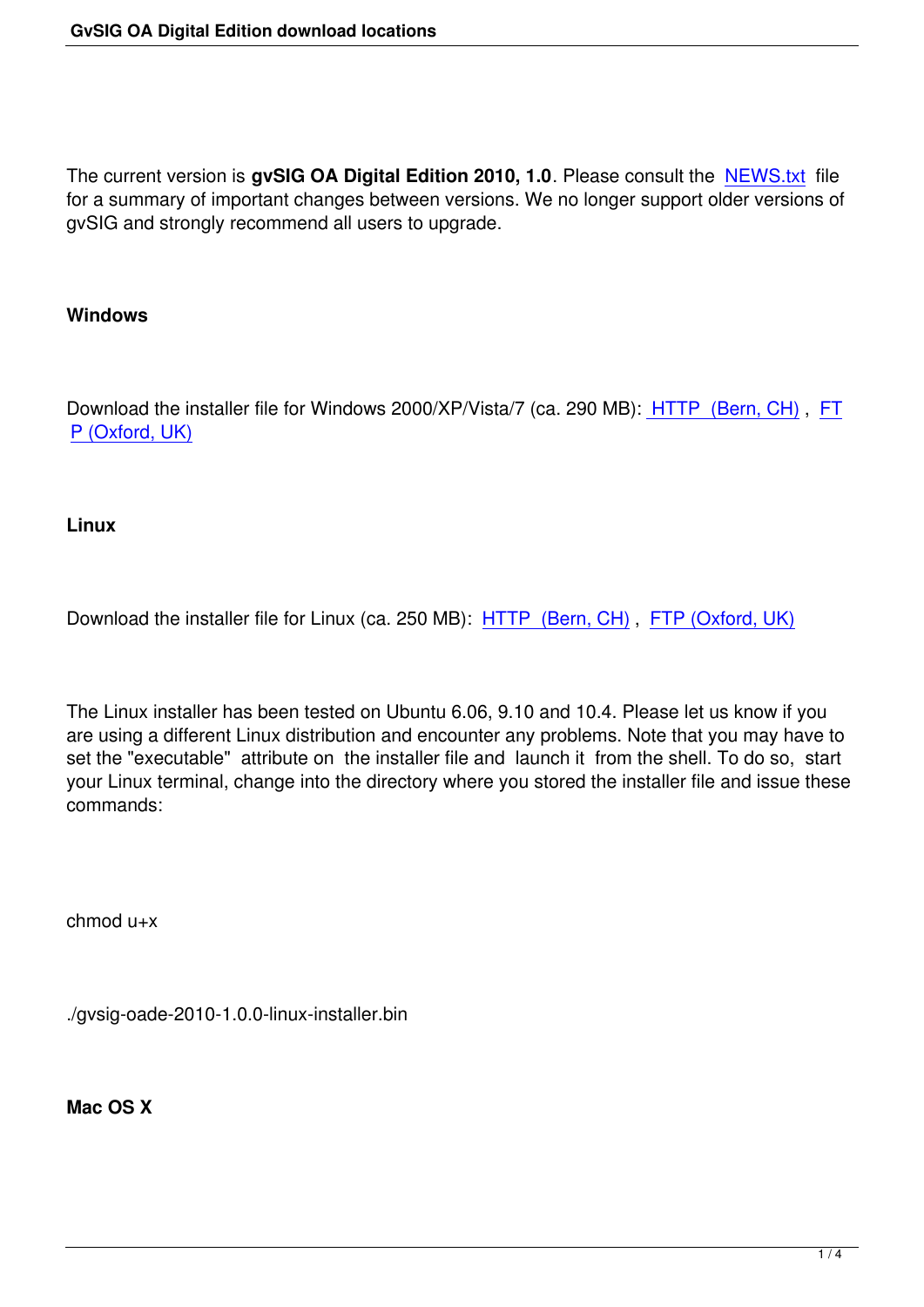The current version is **gvSIG OA Digital Edition 2010, 1.0**. Please consult the NEWS.txt file for a summary of important changes between versions. We no longer support older versions of gvSIG and strongly recommend all users to upgrade.

### Windows

Download the installer file for Windows 2000/XP/Vista/7 (ca. 290 MB): HTTP (Bern, CH) , FTP (Oxford, UK)

### Linux

Download the installer file for Linux (ca. 250 MB): HTTP (Bern, CH) , FTP (Oxford, UK)

The Linux installer has been tested on Ubuntu 6.06, 9.10 and 10.4. Please let us know if you are using a different Linux distribution and encounter any problems. Note that you may have to set the "executable" attribute on the installer file and launch it from the shell. To do so, start your Linux terminal, change into the directory where you stored the installer file and issue these commands:

```
chmod u+x

./gvsig-oade-2010-1.0.0-linux-installer.bin
```

### Mac OS X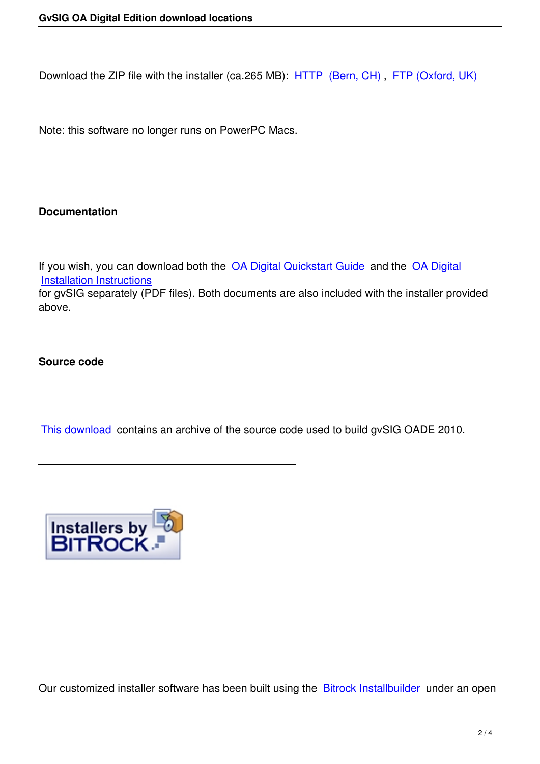Download the ZIP file with the installer (ca.265 MB): HTTP (Bern, CH) , FTP (Oxford, UK)

Note: this software no longer runs on PowerPC Macs.

---

**Documentation**

If you wish, you can download both the OA Digital Quickstart Guide and the OA Digital Installation Instructions
for gvSIG separately (PDF files). Both documents are also included with the installer provided above.

**Source code**

This download contains an archive of the source code used to build gvSIG OADE 2010.

---

Installers by BITROCK

Our customized installer software has been built using the Bitrock Installbuilder under an open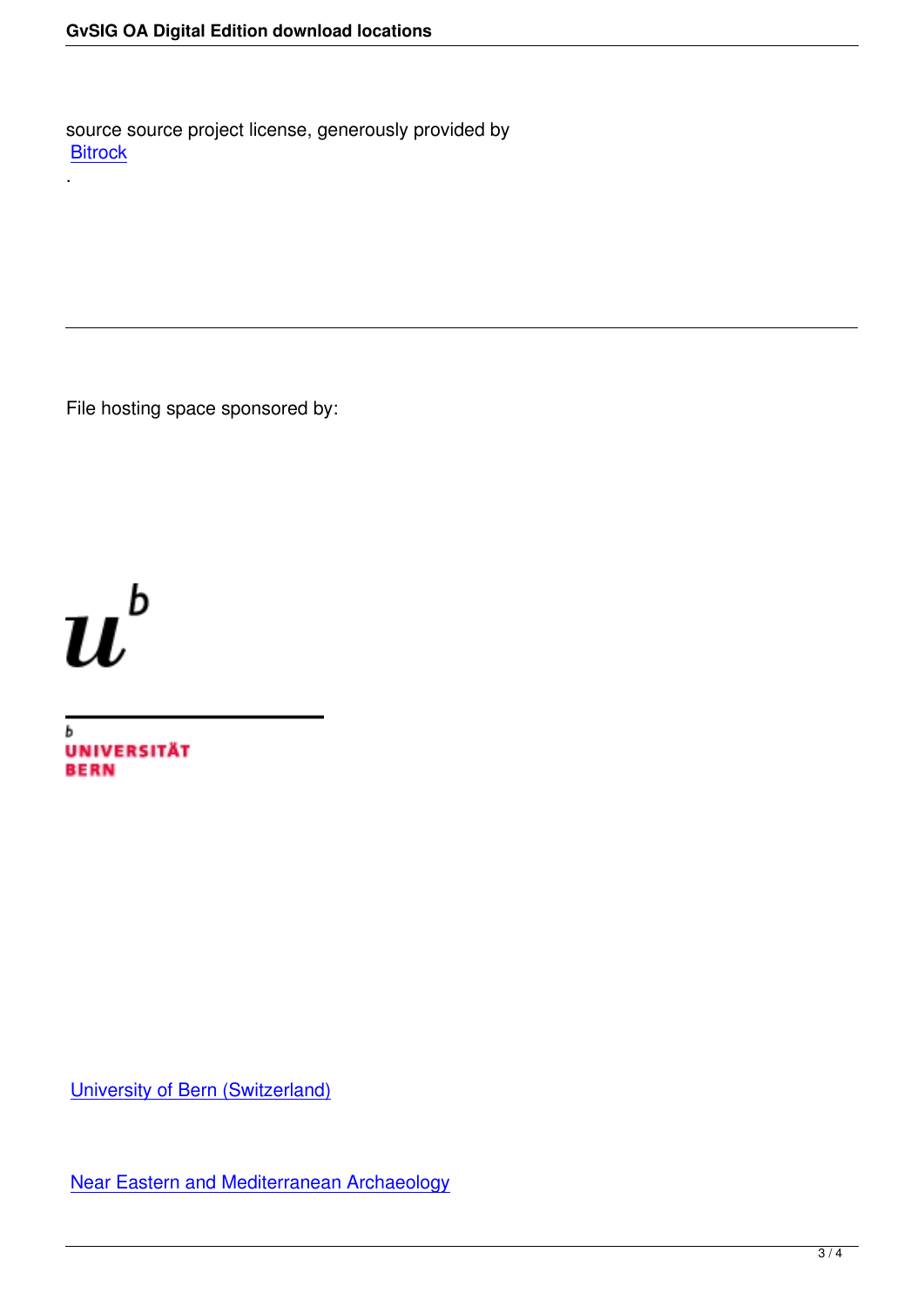source source project license, generously provided by
[Bitrock](Bitrock)
.

---

File hosting space sponsored by:

UNIVERSITÄT
BERN

[University of Bern (Switzerland)](University of Bern (Switzerland))

[Near Eastern and Mediterranean Archaeology](Near Eastern and Mediterranean Archaeology)